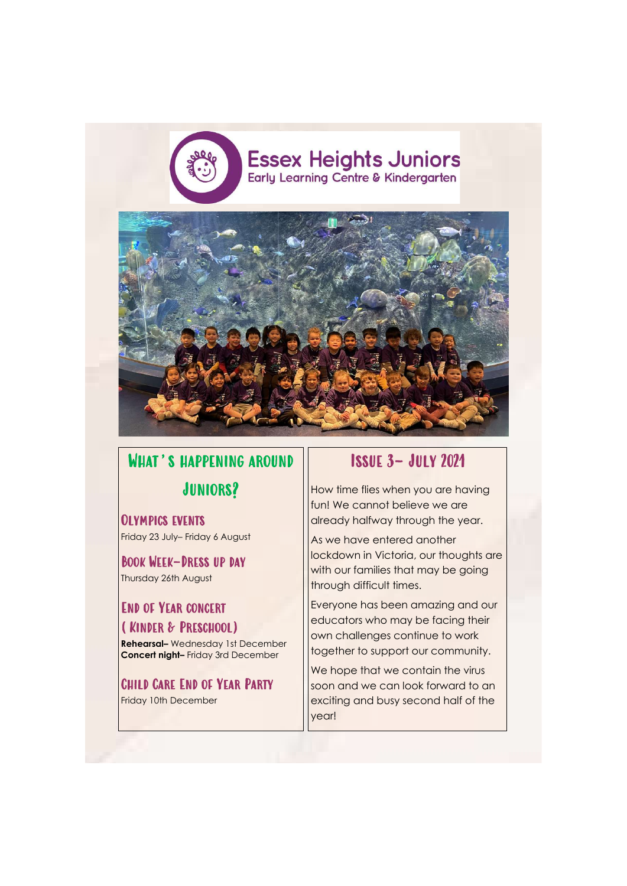# Essex Heights Juniors
Early Learning Centre & Kindergarten

## What's happening around Juniors?

### Olympics events
Friday 23 July– Friday 6 August

### Book Week–Dress up day
Thursday 26th August

### End of Year concert ( Kinder & Preschool)
**Rehearsal–** Wednesday 1st December
**Concert night–** Friday 3rd December

### Child Care End of Year Party
Friday 10th December

## Issue 3– July 2021

How time flies when you are having fun! We cannot believe we are already halfway through the year.

As we have entered another lockdown in Victoria, our thoughts are with our families that may be going through difficult times.

Everyone has been amazing and our educators who may be facing their own challenges continue to work together to support our community.

We hope that we contain the virus soon and we can look forward to an exciting and busy second half of the year!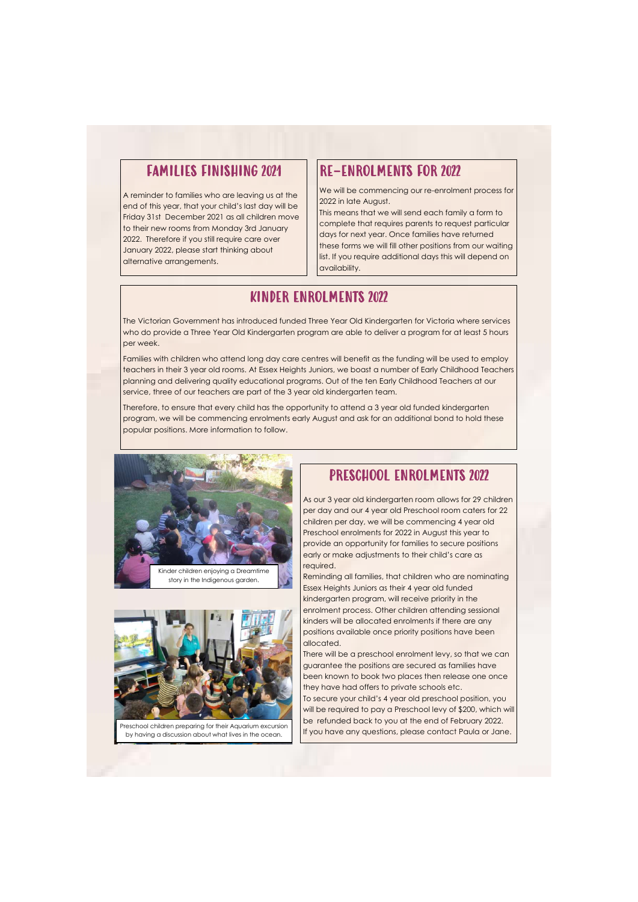## FAMILIES FINISHING 2021

A reminder to families who are leaving us at the end of this year, that your child's last day will be Friday 31st December 2021 as all children move to their new rooms from Monday 3rd January 2022. Therefore if you still require care over January 2022, please start thinking about alternative arrangements.

## RE-ENROLMENTS FOR 2022

We will be commencing our re-enrolment process for 2022 in late August.

This means that we will send each family a form to complete that requires parents to request particular days for next year. Once families have returned these forms we will fill other positions from our waiting list. If you require additional days this will depend on availability.

## KINDER ENROLMENTS 2022

The Victorian Government has introduced funded Three Year Old Kindergarten for Victoria where services who do provide a Three Year Old Kindergarten program are able to deliver a program for at least 5 hours per week.

Families with children who attend long day care centres will benefit as the funding will be used to employ teachers in their 3 year old rooms. At Essex Heights Juniors, we boast a number of Early Childhood Teachers planning and delivering quality educational programs. Out of the ten Early Childhood Teachers at our service, three of our teachers are part of the 3 year old kindergarten team.

Therefore, to ensure that every child has the opportunity to attend a 3 year old funded kindergarten program, we will be commencing enrolments early August and ask for an additional bond to hold these popular positions. More information to follow.

Kinder children enjoying a Dreamtime story in the Indigenous garden.

Preschool children preparing for their Aquarium excursion by having a discussion about what lives in the ocean.

## PRESCHOOL ENROLMENTS 2022

As our 3 year old kindergarten room allows for 29 children per day and our 4 year old Preschool room caters for 22 children per day, we will be commencing 4 year old Preschool enrolments for 2022 in August this year to provide an opportunity for families to secure positions early or make adjustments to their child's care as required.

Reminding all families, that children who are nominating Essex Heights Juniors as their 4 year old funded kindergarten program, will receive priority in the enrolment process. Other children attending sessional kinders will be allocated enrolments if there are any positions available once priority positions have been allocated.

There will be a preschool enrolment levy, so that we can guarantee the positions are secured as families have been known to book two places then release one once they have had offers to private schools etc.

To secure your child's 4 year old preschool position, you will be required to pay a Preschool levy of $200, which will be refunded back to you at the end of February 2022.

If you have any questions, please contact Paula or Jane.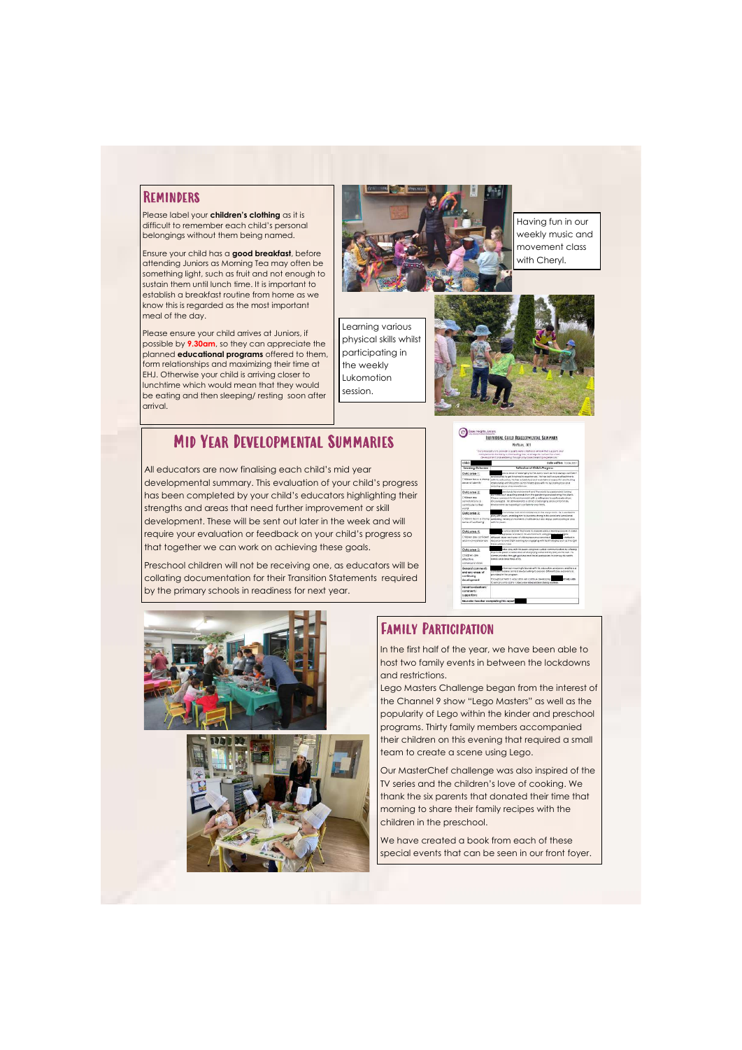## Reminders

Please label your **children's clothing** as it is difficult to remember each child's personal belongings without them being named.

Ensure your child has a **good breakfast**, before attending Juniors as Morning Tea may often be something light, such as fruit and not enough to sustain them until lunch time. It is important to establish a breakfast routine from home as we know this is regarded as the most important meal of the day.

Please ensure your child arrives at Juniors, if possible by **9.30am**, so they can appreciate the planned **educational programs** offered to them, form relationships and maximizing their time at EHJ. Otherwise your child is arriving closer to lunchtime which would mean that they would be eating and then sleeping/ resting soon after arrival.

Having fun in our weekly music and movement class with Cheryl.

Learning various physical skills whilst participating in the weekly Lukomotion session.

## Mid Year Developmental Summaries

All educators are now finalising each child's mid year developmental summary. This evaluation of your child's progress has been completed by your child's educators highlighting their strengths and areas that need further improvement or skill development. These will be sent out later in the week and will require your evaluation or feedback on your child's progress so that together we can work on achieving these goals.

Preschool children will not be receiving one, as educators will be collating documentation for their Transition Statements required by the primary schools in readiness for next year.

## Family Participation

In the first half of the year, we have been able to host two family events in between the lockdowns and restrictions.

Lego Masters Challenge began from the interest of the Channel 9 show "Lego Masters" as well as the popularity of Lego within the kinder and preschool programs. Thirty family members accompanied their children on this evening that required a small team to create a scene using Lego.

Our MasterChef challenge was also inspired of the TV series and the children's love of cooking. We thank the six parents that donated their time that morning to share their family recipes with the children in the preschool.

We have created a book from each of these special events that can be seen in our front foyer.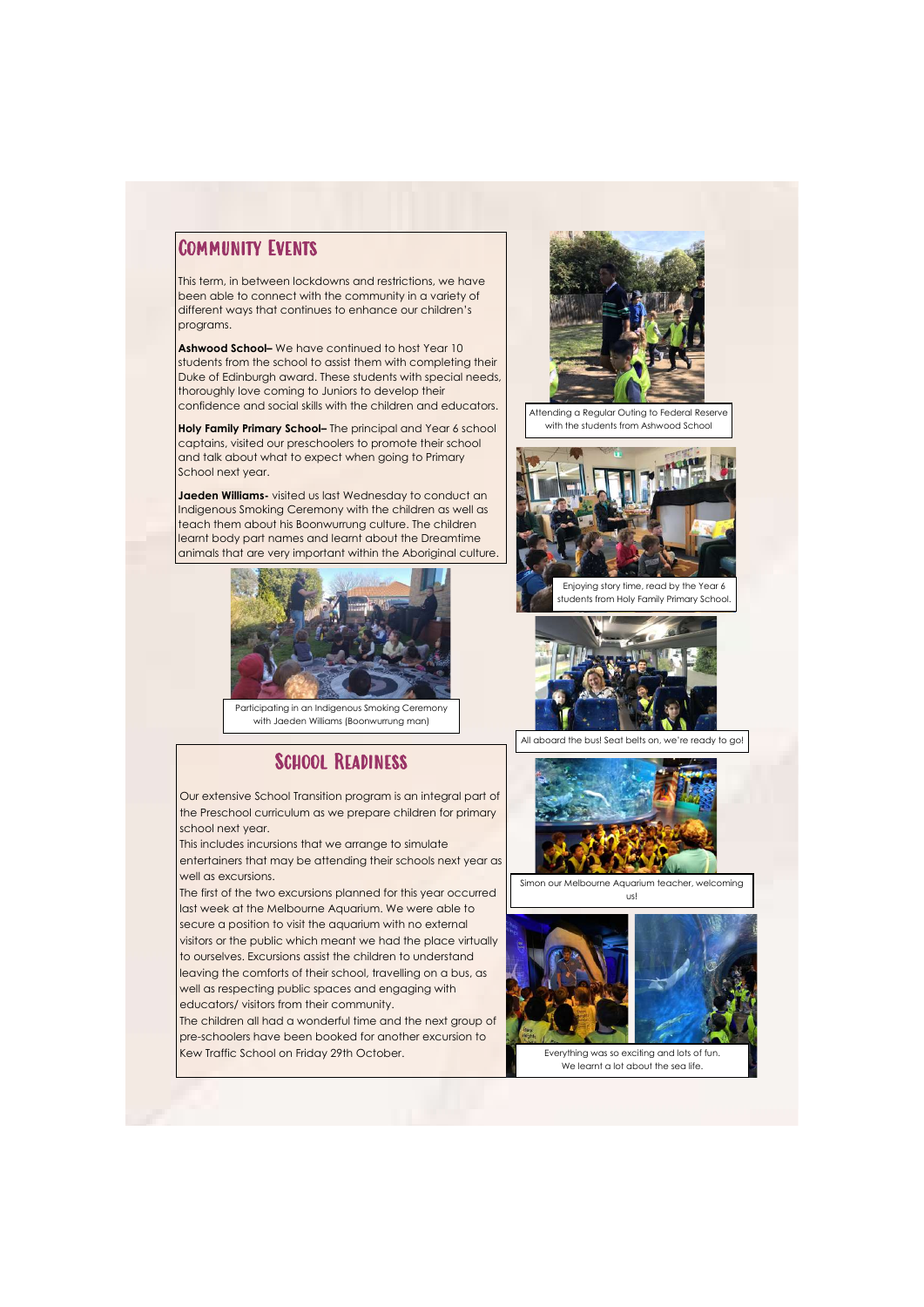## Community Events

This term, in between lockdowns and restrictions, we have been able to connect with the community in a variety of different ways that continues to enhance our children's programs.

**Ashwood School–** We have continued to host Year 10 students from the school to assist them with completing their Duke of Edinburgh award. These students with special needs, thoroughly love coming to Juniors to develop their confidence and social skills with the children and educators.

**Holy Family Primary School–** The principal and Year 6 school captains, visited our preschoolers to promote their school and talk about what to expect when going to Primary School next year.

**Jaeden Williams-** visited us last Wednesday to conduct an Indigenous Smoking Ceremony with the children as well as teach them about his Boonwurrung culture. The children learnt body part names and learnt about the Dreamtime animals that are very important within the Aboriginal culture.

Participating in an Indigenous Smoking Ceremony with Jaeden Williams (Boonwurrung man)

Attending a Regular Outing to Federal Reserve with the students from Ashwood School

Enjoying story time, read by the Year 6 students from Holy Family Primary School.

## School Readiness

Our extensive School Transition program is an integral part of the Preschool curriculum as we prepare children for primary school next year.

This includes incursions that we arrange to simulate entertainers that may be attending their schools next year as well as excursions.

The first of the two excursions planned for this year occurred last week at the Melbourne Aquarium. We were able to secure a position to visit the aquarium with no external visitors or the public which meant we had the place virtually to ourselves. Excursions assist the children to understand leaving the comforts of their school, travelling on a bus, as well as respecting public spaces and engaging with educators/ visitors from their community.

The children all had a wonderful time and the next group of pre-schoolers have been booked for another excursion to Kew Traffic School on Friday 29th October.

All aboard the bus! Seat belts on, we're ready to go!

Simon our Melbourne Aquarium teacher, welcoming us!

Everything was so exciting and lots of fun. We learnt a lot about the sea life.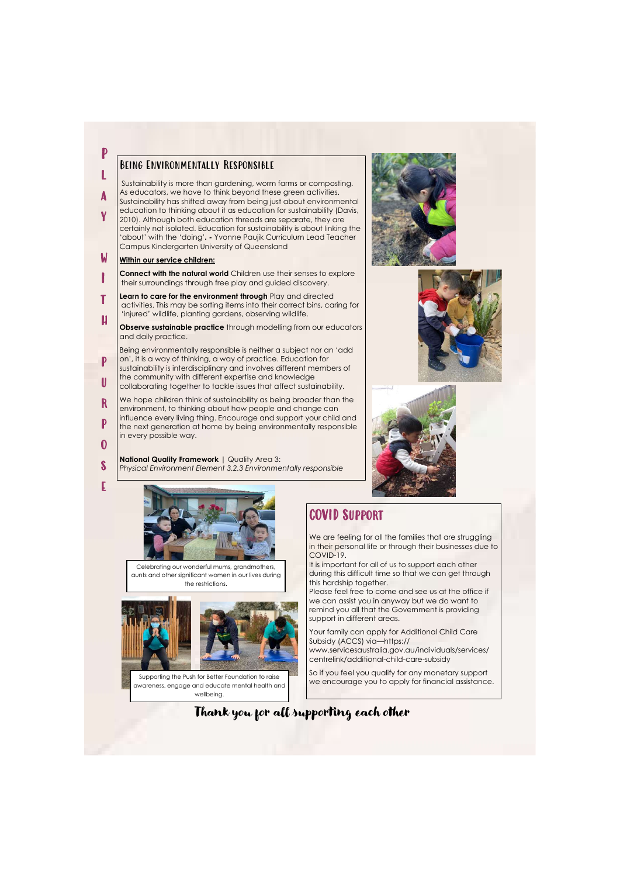PLAY WITH PURPOSE

## Being Environmentally Responsible

Sustainability is more than gardening, worm farms or composting. As educators, we have to think beyond these green activities. Sustainability has shifted away from being just about environmental education to thinking about it as education for sustainability (Davis, 2010). Although both education threads are separate, they are certainly not isolated. Education for sustainability is about linking the 'about' with the 'doing'**.** **-** Yvonne Paujik Curriculum Lead Teacher Campus Kindergarten University of Queensland

**Within our service children:**

**Connect with the natural world** Children use their senses to explore their surroundings through free play and guided discovery.

**Learn to care for the environment through** Play and directed activities. This may be sorting items into their correct bins, caring for 'injured' wildlife, planting gardens, observing wildlife.

**Observe sustainable practice** through modelling from our educators and daily practice.

Being environmentally responsible is neither a subject nor an 'add on', it is a way of thinking, a way of practice. Education for sustainability is interdisciplinary and involves different members of the community with different expertise and knowledge collaborating together to tackle issues that affect sustainability.

We hope children think of sustainability as being broader than the environment, to thinking about how people and change can influence every living thing. Encourage and support your child and the next generation at home by being environmentally responsible in every possible way.

**National Quality Framework** | Quality Area 3:
*Physical Environment Element 3.2.3 Environmentally responsible*

Celebrating our wonderful mums, grandmothers, aunts and other significant women in our lives during the restrictions.

Supporting the Push for Better Foundation to raise awareness, engage and educate mental health and wellbeing.

## COVID Support

We are feeling for all the families that are struggling in their personal life or through their businesses due to COVID-19.
It is important for all of us to support each other during this difficult time so that we can get through this hardship together.
Please feel free to come and see us at the office if we can assist you in anyway but we do want to remind you all that the Government is providing support in different areas.

Your family can apply for Additional Child Care Subsidy (ACCS) via—https://www.servicesaustralia.gov.au/individuals/services/centrelink/additional-child-care-subsidy

So if you feel you qualify for any monetary support we encourage you to apply for financial assistance.

**Thank you for all supporting each other**